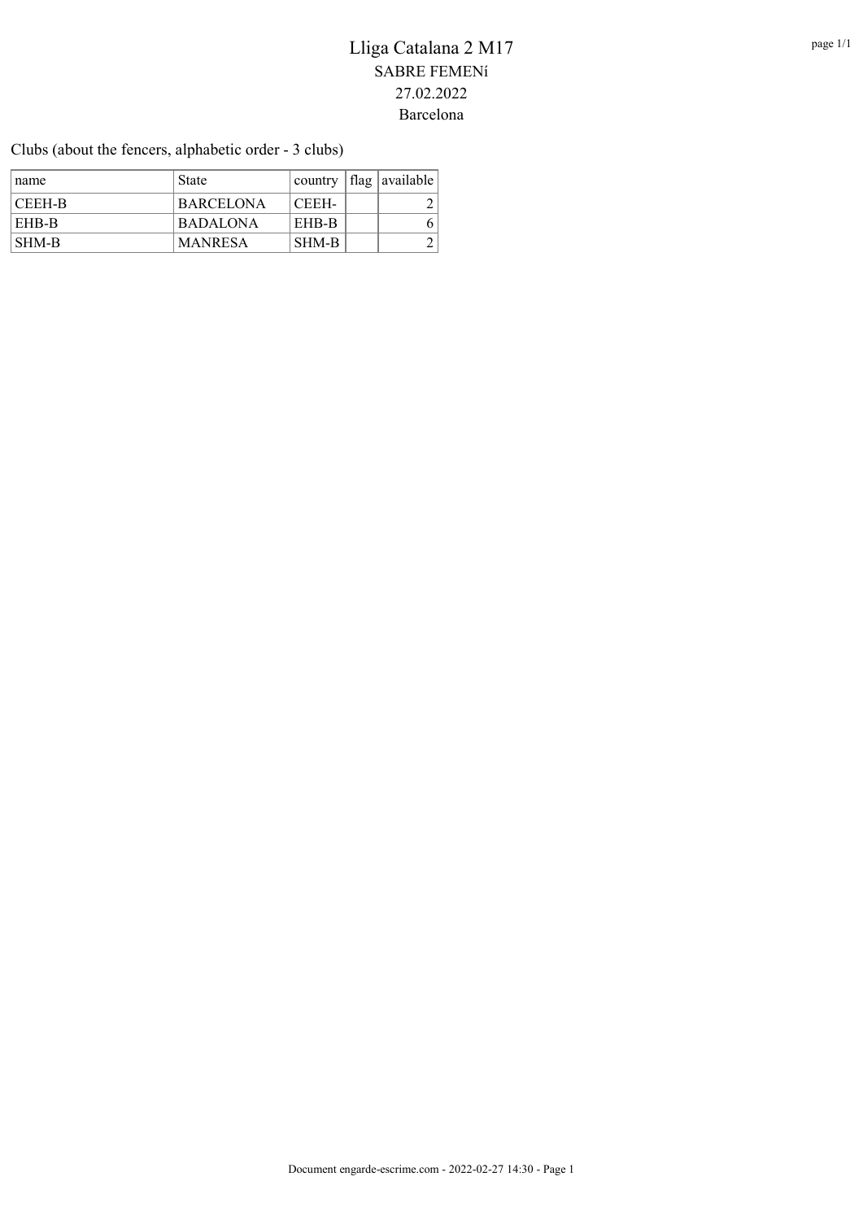# Lliga Catalana 2 M17

SABRE FEMENí

27.02.2022

Barcelona

Clubs (about the fencers, alphabetic order - 3 clubs)

| name | State | country | flag | available |
|---|---|---|---|---|
| CEEH-B | BARCELONA | CEEH- | | 2 |
| EHB-B | BADALONA | EHB-B | | 6 |
| SHM-B | MANRESA | SHM-B | | 2 |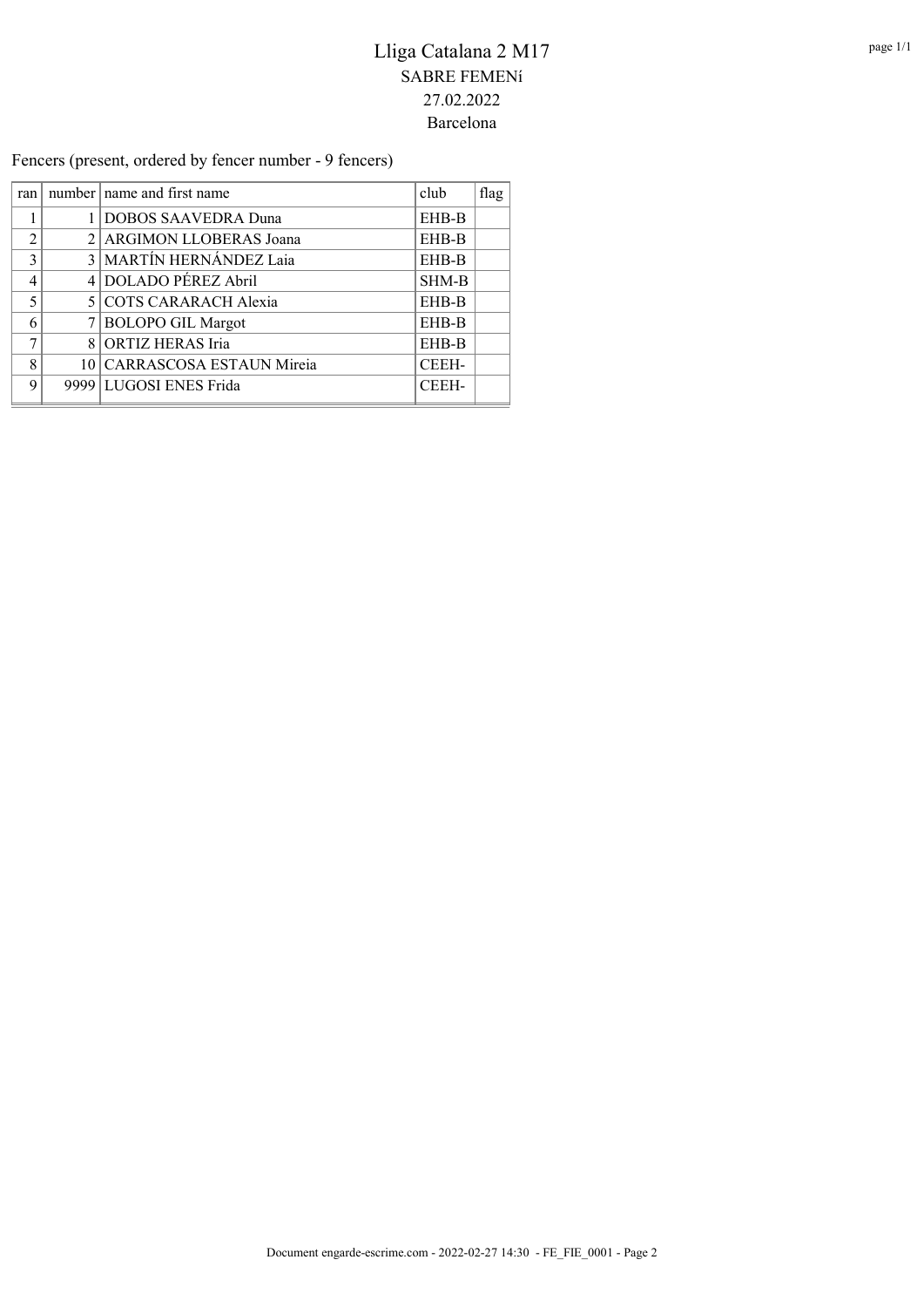# Lliga Catalana 2 M17

## SABRE FEMENí

27.02.2022

Barcelona

Fencers (present, ordered by fencer number - 9 fencers)

| ran | number | name and first name | club | flag |
|---|---|---|---|---|
| 1 | 1 | DOBOS SAAVEDRA Duna | EHB-B | |
| 2 | 2 | ARGIMON LLOBERAS Joana | EHB-B | |
| 3 | 3 | MARTÍN HERNÁNDEZ Laia | EHB-B | |
| 4 | 4 | DOLADO PÉREZ Abril | SHM-B | |
| 5 | 5 | COTS CARARACH Alexia | EHB-B | |
| 6 | 7 | BOLOPO GIL Margot | EHB-B | |
| 7 | 8 | ORTIZ HERAS Iria | EHB-B | |
| 8 | 10 | CARRASCOSA ESTAUN Mireia | CEEH- | |
| 9 | 9999 | LUGOSI ENES Frida | CEEH- | |

Document engarde-escrime.com - 2022-02-27 14:30 - FE_FIE_0001 - Page 2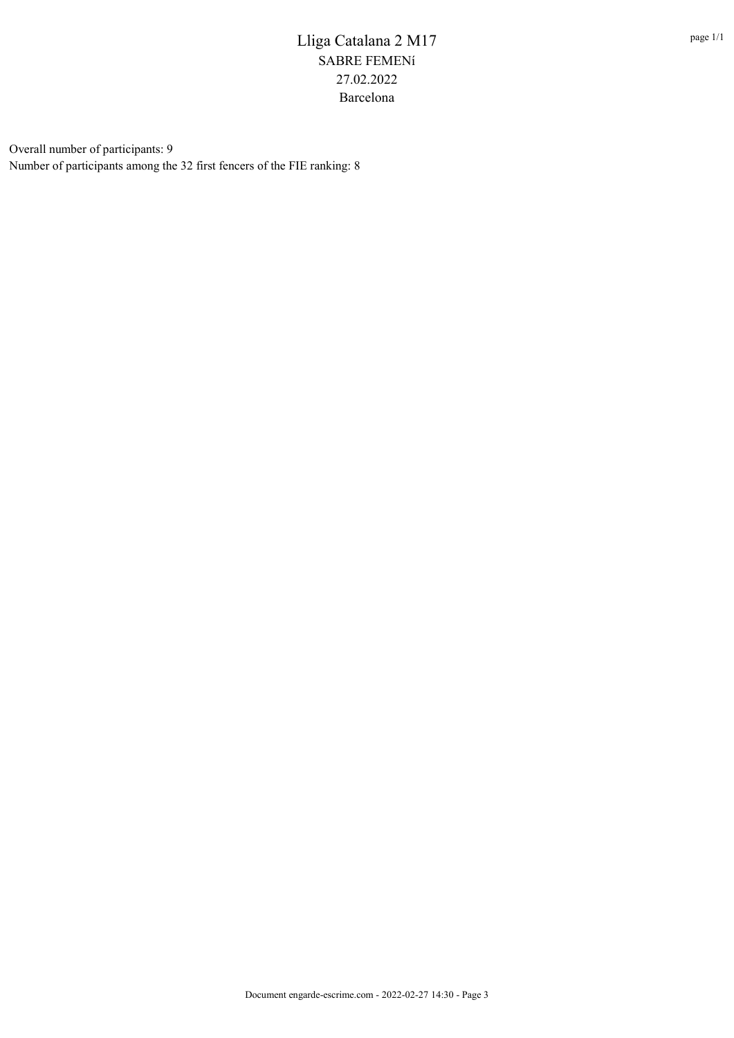# Lliga Catalana 2 M17

SABRE FEMENí

27.02.2022

Barcelona

Overall number of participants: 9

Number of participants among the 32 first fencers of the FIE ranking: 8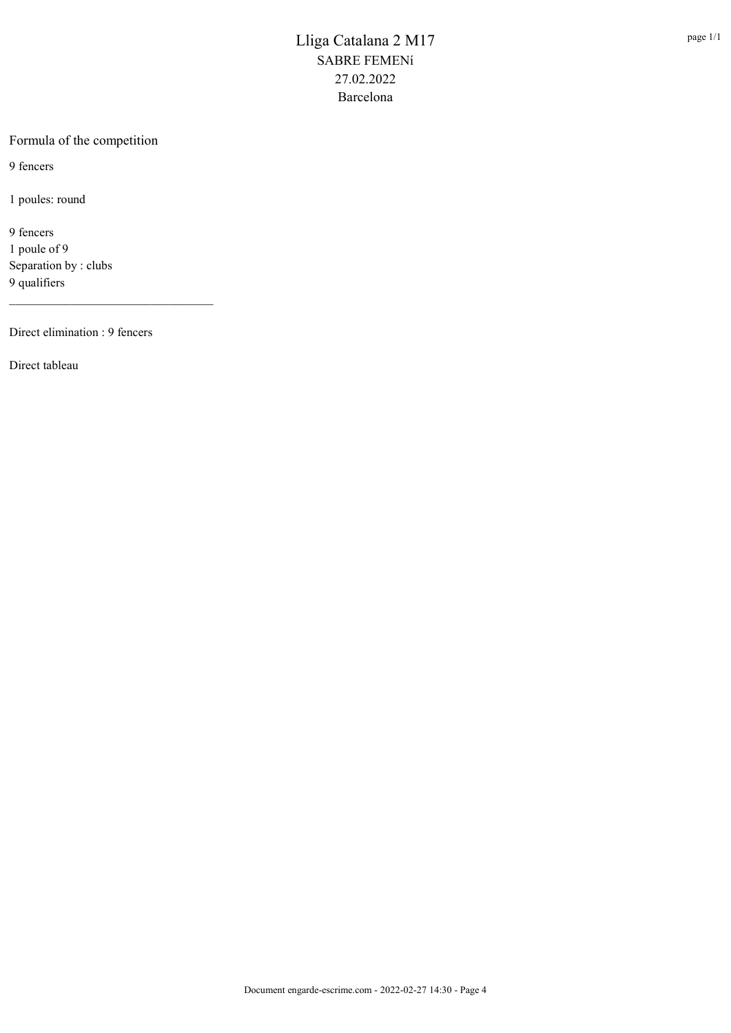# Lliga Catalana 2 M17
## SABRE FEMENí
## 27.02.2022
## Barcelona

### Formula of the competition

9 fencers

1 poules: round

9 fencers
1 poule of 9
Separation by : clubs
9 qualifiers

---

Direct elimination : 9 fencers

Direct tableau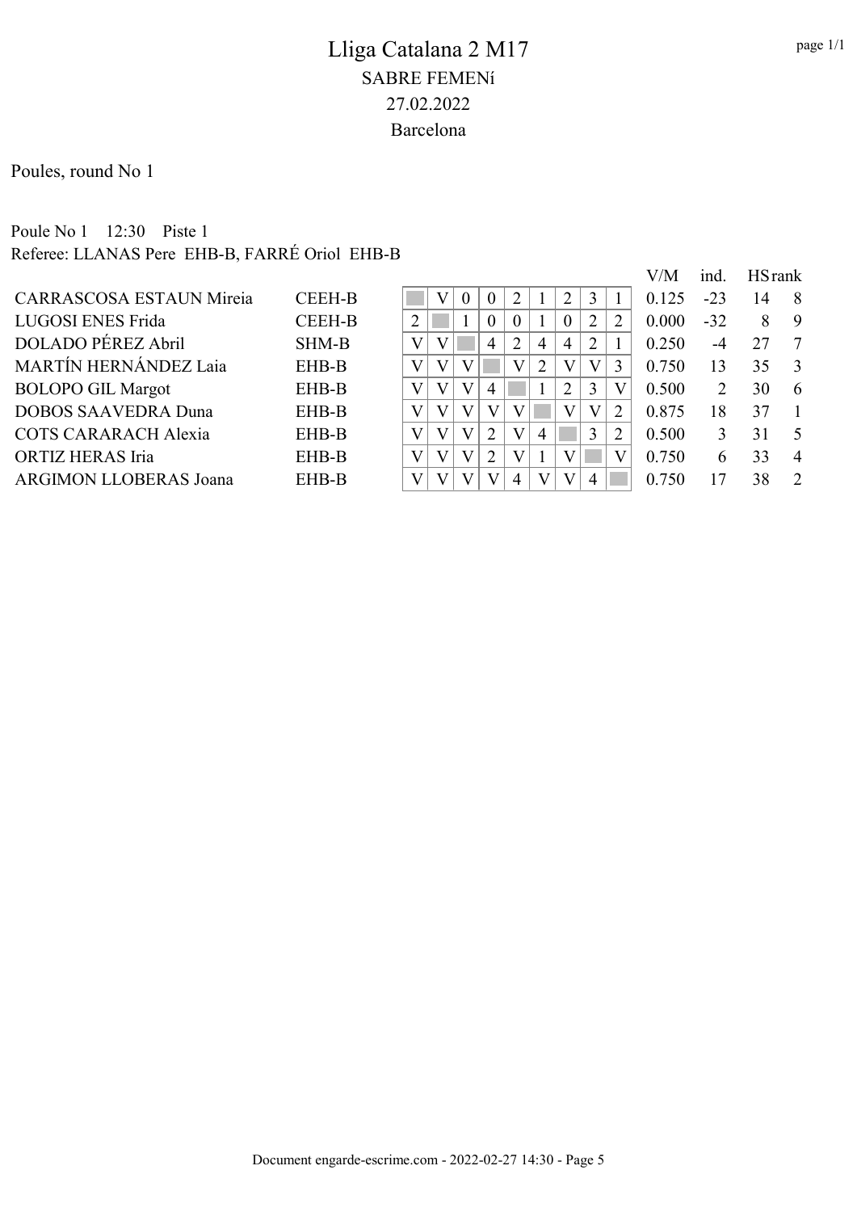# Lliga Catalana 2 M17

SABRE FEMENí

27.02.2022

Barcelona

Poules, round No 1

Poule No 1    12:30    Piste 1

Referee: LLANAS Pere  EHB-B, FARRÉ Oriol  EHB-B

| Name | Club | 1 | 2 | 3 | 4 | 5 | 6 | 7 | 8 | 9 | V/M | ind. | HS | rank |
|---|---|---|---|---|---|---|---|---|---|---|---|---|---|---|
| CARRASCOSA ESTAUN Mireia | CEEH-B | | V | 0 | 0 | 2 | 1 | 2 | 3 | 1 | 0.125 | -23 | 14 | 8 |
| LUGOSI ENES Frida | CEEH-B | 2 | | 1 | 0 | 0 | 1 | 0 | 2 | 2 | 0.000 | -32 | 8 | 9 |
| DOLADO PÉREZ Abril | SHM-B | V | V | | 4 | 2 | 4 | 4 | 2 | 1 | 0.250 | -4 | 27 | 7 |
| MARTÍN HERNÁNDEZ Laia | EHB-B | V | V | V | | V | 2 | V | V | 3 | 0.750 | 13 | 35 | 3 |
| BOLOPO GIL Margot | EHB-B | V | V | V | 4 | | 1 | 2 | 3 | V | 0.500 | 2 | 30 | 6 |
| DOBOS SAAVEDRA Duna | EHB-B | V | V | V | V | V | | V | V | 2 | 0.875 | 18 | 37 | 1 |
| COTS CARARACH Alexia | EHB-B | V | V | V | 2 | V | 4 | | 3 | 2 | 0.500 | 3 | 31 | 5 |
| ORTIZ HERAS Iria | EHB-B | V | V | V | 2 | V | 1 | V | | V | 0.750 | 6 | 33 | 4 |
| ARGIMON LLOBERAS Joana | EHB-B | V | V | V | V | 4 | V | V | 4 | | 0.750 | 17 | 38 | 2 |

Document engarde-escrime.com - 2022-02-27 14:30 - Page 5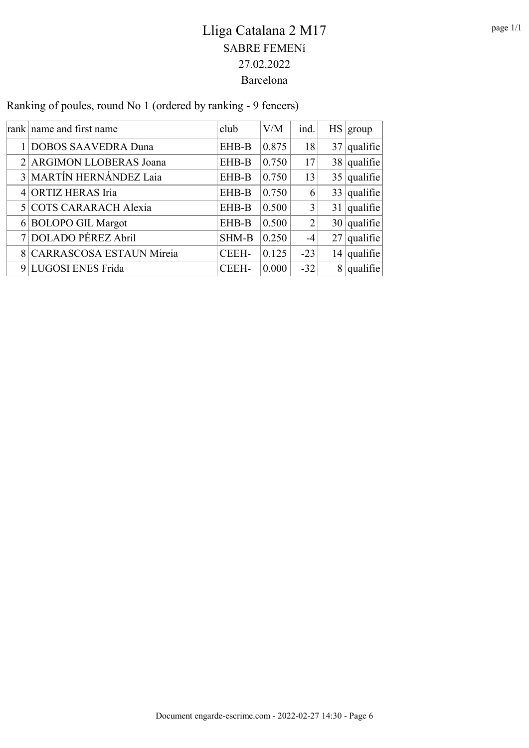# Lliga Catalana 2 M17

## SABRE FEMENí

## 27.02.2022

## Barcelona

Ranking of poules, round No 1 (ordered by ranking - 9 fencers)

| rank | name and first name | club | V/M | ind. | HS | group |
|---|---|---|---|---|---|---|
| 1 | DOBOS SAAVEDRA Duna | EHB-B | 0.875 | 18 | 37 | qualifie |
| 2 | ARGIMON LLOBERAS Joana | EHB-B | 0.750 | 17 | 38 | qualifie |
| 3 | MARTÍN HERNÁNDEZ Laia | EHB-B | 0.750 | 13 | 35 | qualifie |
| 4 | ORTIZ HERAS Iria | EHB-B | 0.750 | 6 | 33 | qualifie |
| 5 | COTS CARARACH Alexia | EHB-B | 0.500 | 3 | 31 | qualifie |
| 6 | BOLOPO GIL Margot | EHB-B | 0.500 | 2 | 30 | qualifie |
| 7 | DOLADO PÉREZ Abril | SHM-B | 0.250 | -4 | 27 | qualifie |
| 8 | CARRASCOSA ESTAUN Mireia | CEEH- | 0.125 | -23 | 14 | qualifie |
| 9 | LUGOSI ENES Frida | CEEH- | 0.000 | -32 | 8 | qualifie |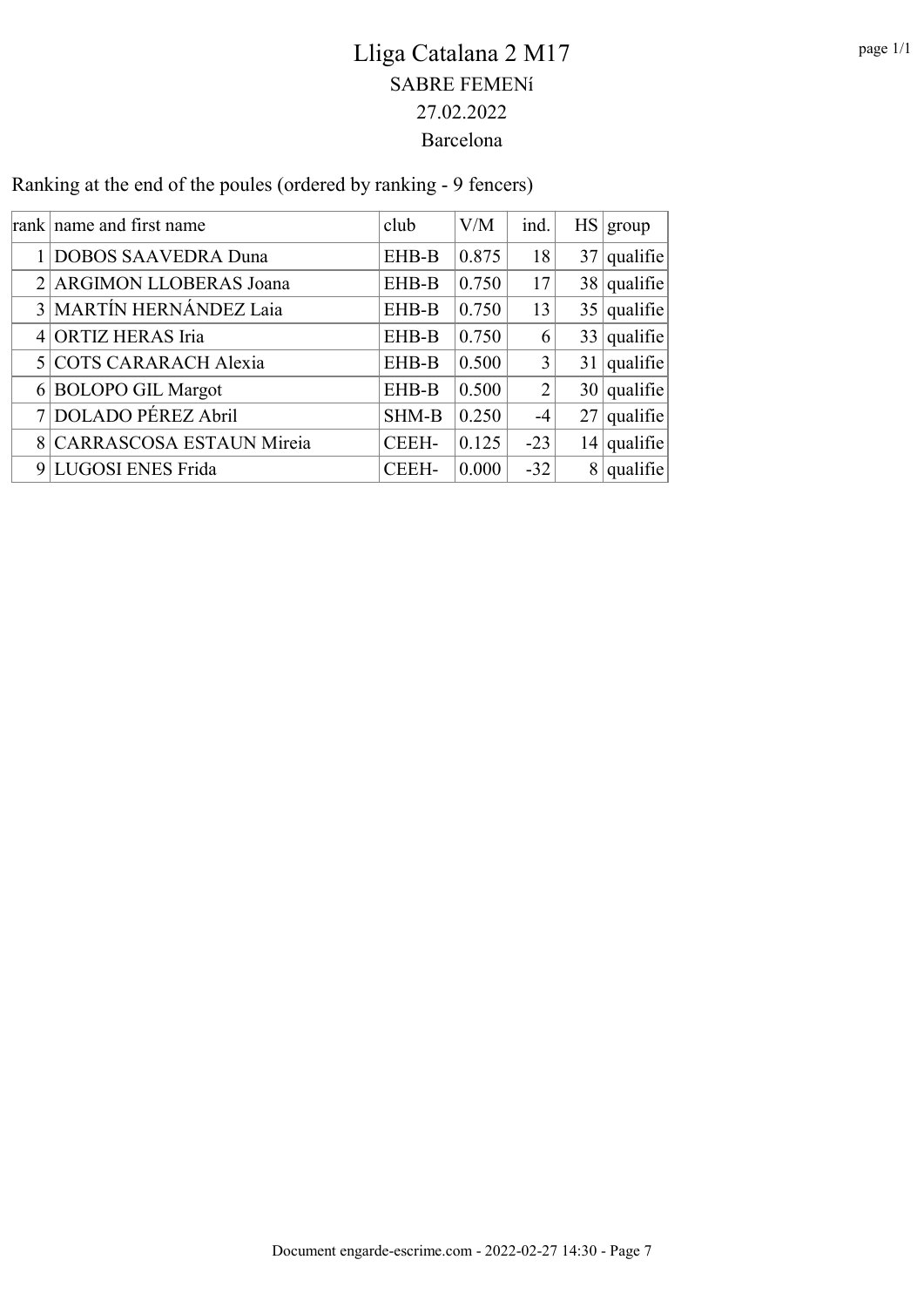# Lliga Catalana 2 M17

## SABRE FEMENí

## 27.02.2022

## Barcelona

Ranking at the end of the poules (ordered by ranking - 9 fencers)

| rank | name and first name | club | V/M | ind. | HS | group |
|---|---|---|---|---|---|---|
| 1 | DOBOS SAAVEDRA Duna | EHB-B | 0.875 | 18 | 37 | qualifie |
| 2 | ARGIMON LLOBERAS Joana | EHB-B | 0.750 | 17 | 38 | qualifie |
| 3 | MARTÍN HERNÁNDEZ Laia | EHB-B | 0.750 | 13 | 35 | qualifie |
| 4 | ORTIZ HERAS Iria | EHB-B | 0.750 | 6 | 33 | qualifie |
| 5 | COTS CARARACH Alexia | EHB-B | 0.500 | 3 | 31 | qualifie |
| 6 | BOLOPO GIL Margot | EHB-B | 0.500 | 2 | 30 | qualifie |
| 7 | DOLADO PÉREZ Abril | SHM-B | 0.250 | -4 | 27 | qualifie |
| 8 | CARRASCOSA ESTAUN Mireia | CEEH- | 0.125 | -23 | 14 | qualifie |
| 9 | LUGOSI ENES Frida | CEEH- | 0.000 | -32 | 8 | qualifie |

Document engarde-escrime.com - 2022-02-27 14:30 - Page 7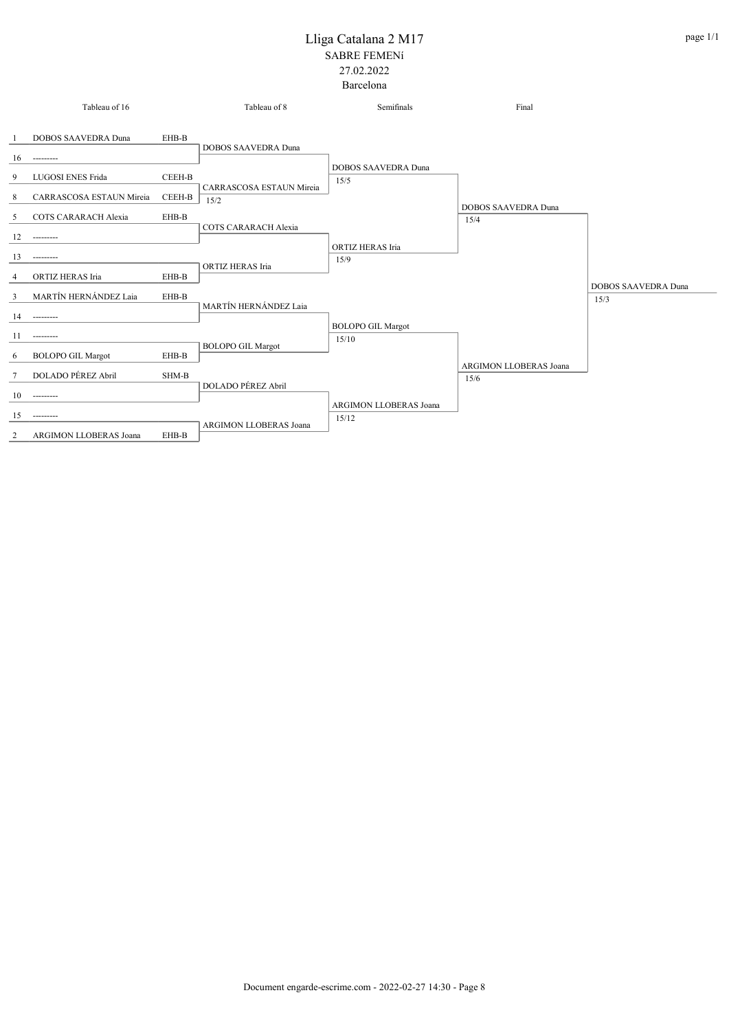# Lliga Catalana 2 M17

SABRE FEMENí

27.02.2022

Barcelona

| Seed | Tableau of 16 | Club | Tableau of 8 | Semifinals | Final | |
|---|---|---|---|---|---|---|
| 1 | DOBOS SAAVEDRA Duna | EHB-B | DOBOS SAAVEDRA Duna | DOBOS SAAVEDRA Duna 15/5 | DOBOS SAAVEDRA Duna 15/4 | DOBOS SAAVEDRA Duna 15/3 |
| 16 | --------- | | | | | |
| 9 | LUGOSI ENES Frida | CEEH-B | CARRASCOSA ESTAUN Mireia 15/2 | | | |
| 8 | CARRASCOSA ESTAUN Mireia | CEEH-B | | | | |
| 5 | COTS CARARACH Alexia | EHB-B | COTS CARARACH Alexia | ORTIZ HERAS Iria 15/9 | | |
| 12 | --------- | | | | | |
| 13 | --------- | | ORTIZ HERAS Iria | | | |
| 4 | ORTIZ HERAS Iria | EHB-B | | | | |
| 3 | MARTÍN HERNÁNDEZ Laia | EHB-B | MARTÍN HERNÁNDEZ Laia | BOLOPO GIL Margot 15/10 | ARGIMON LLOBERAS Joana 15/6 | |
| 14 | --------- | | | | | |
| 11 | --------- | | BOLOPO GIL Margot | | | |
| 6 | BOLOPO GIL Margot | EHB-B | | | | |
| 7 | DOLADO PÉREZ Abril | SHM-B | DOLADO PÉREZ Abril | ARGIMON LLOBERAS Joana 15/12 | | |
| 10 | --------- | | | | | |
| 15 | --------- | | ARGIMON LLOBERAS Joana | | | |
| 2 | ARGIMON LLOBERAS Joana | EHB-B | | | | |

Document engarde-escrime.com - 2022-02-27 14:30 - Page 8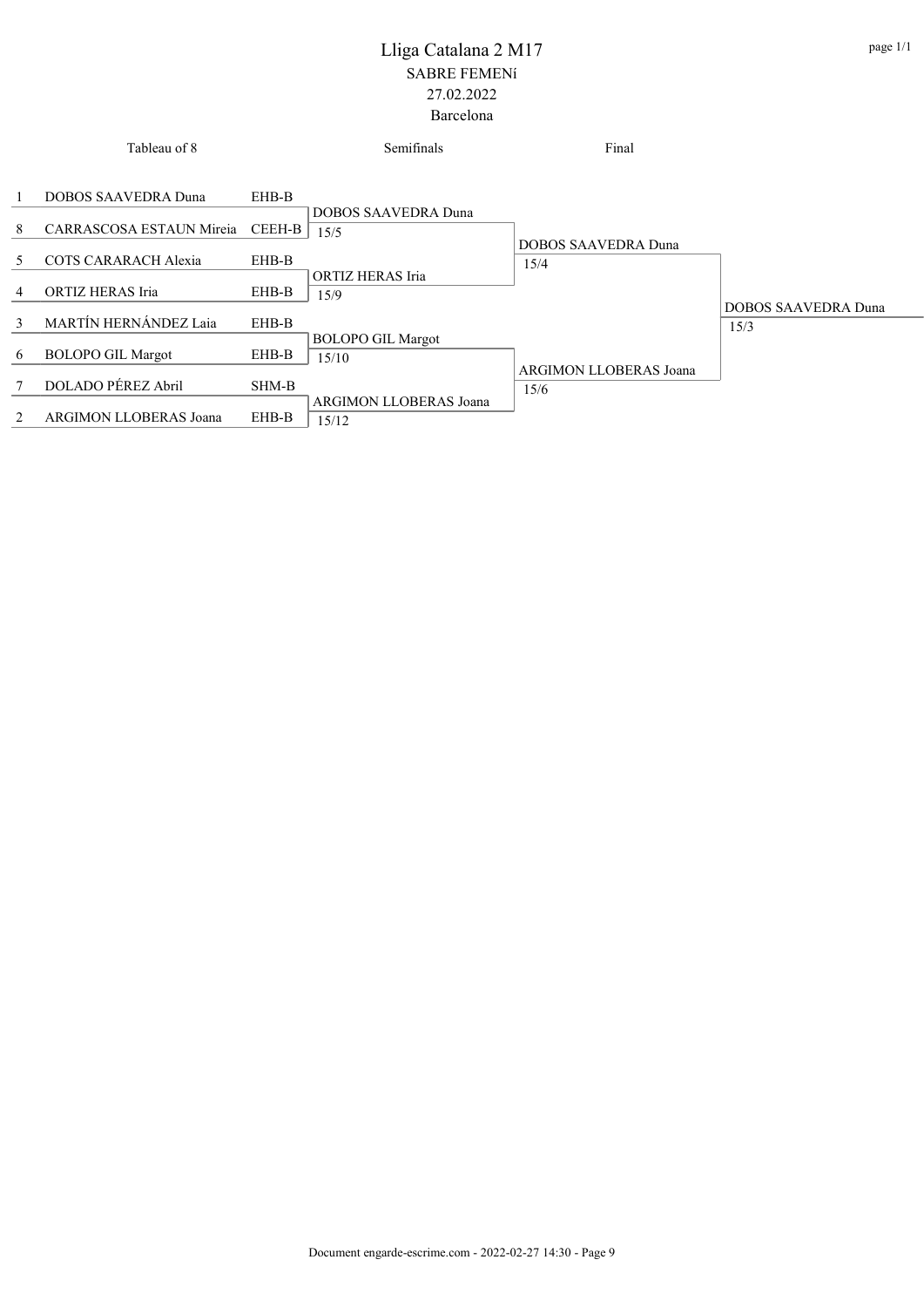# Lliga Catalana 2 M17

SABRE FEMENí

27.02.2022

Barcelona

| Tableau of 8 | | | Semifinals | Final | |
|---|---|---|---|---|---|
| 1 | DOBOS SAAVEDRA Duna | EHB-B | DOBOS SAAVEDRA Duna 15/5 | DOBOS SAAVEDRA Duna 15/4 | DOBOS SAAVEDRA Duna 15/3 |
| 8 | CARRASCOSA ESTAUN Mireia | CEEH-B | | | |
| 5 | COTS CARARACH Alexia | EHB-B | ORTIZ HERAS Iria 15/9 | | |
| 4 | ORTIZ HERAS Iria | EHB-B | | | |
| 3 | MARTÍN HERNÁNDEZ Laia | EHB-B | BOLOPO GIL Margot 15/10 | ARGIMON LLOBERAS Joana 15/6 | |
| 6 | BOLOPO GIL Margot | EHB-B | | | |
| 7 | DOLADO PÉREZ Abril | SHM-B | ARGIMON LLOBERAS Joana 15/12 | | |
| 2 | ARGIMON LLOBERAS Joana | EHB-B | | | |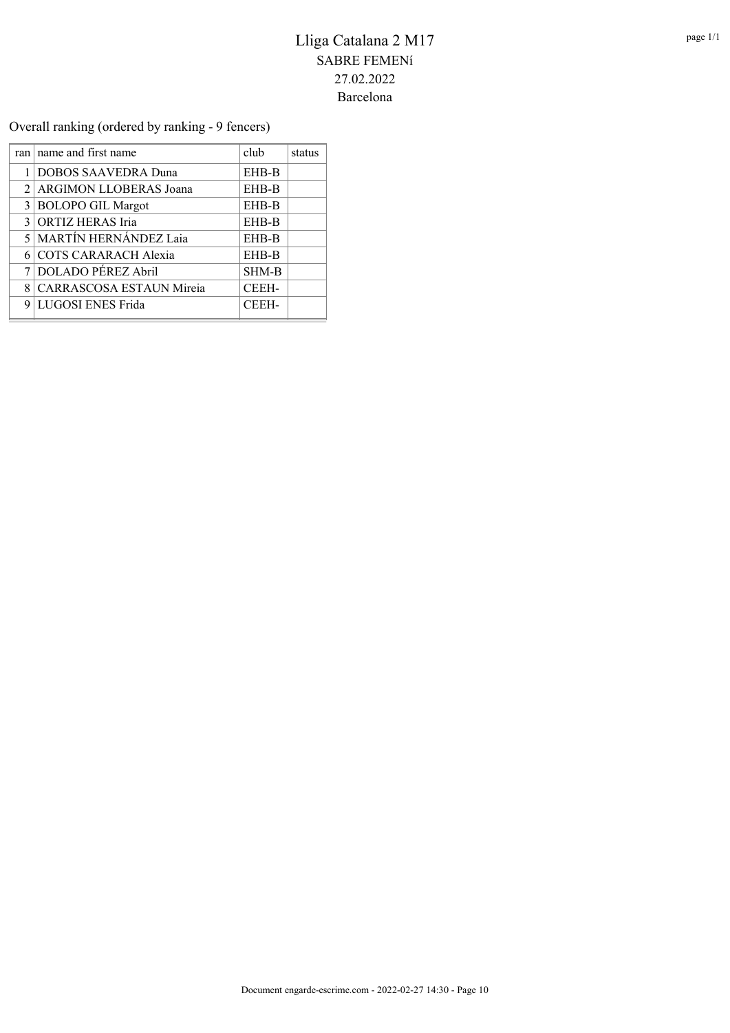# Lliga Catalana 2 M17

SABRE FEMENí

27.02.2022

Barcelona

Overall ranking (ordered by ranking - 9 fencers)

| ran | name and first name | club | status |
|---|---|---|---|
| 1 | DOBOS SAAVEDRA Duna | EHB-B | |
| 2 | ARGIMON LLOBERAS Joana | EHB-B | |
| 3 | BOLOPO GIL Margot | EHB-B | |
| 3 | ORTIZ HERAS Iria | EHB-B | |
| 5 | MARTÍN HERNÁNDEZ Laia | EHB-B | |
| 6 | COTS CARARACH Alexia | EHB-B | |
| 7 | DOLADO PÉREZ Abril | SHM-B | |
| 8 | CARRASCOSA ESTAUN Mireia | CEEH- | |
| 9 | LUGOSI ENES Frida | CEEH- | |

Document engarde-escrime.com - 2022-02-27 14:30 - Page 10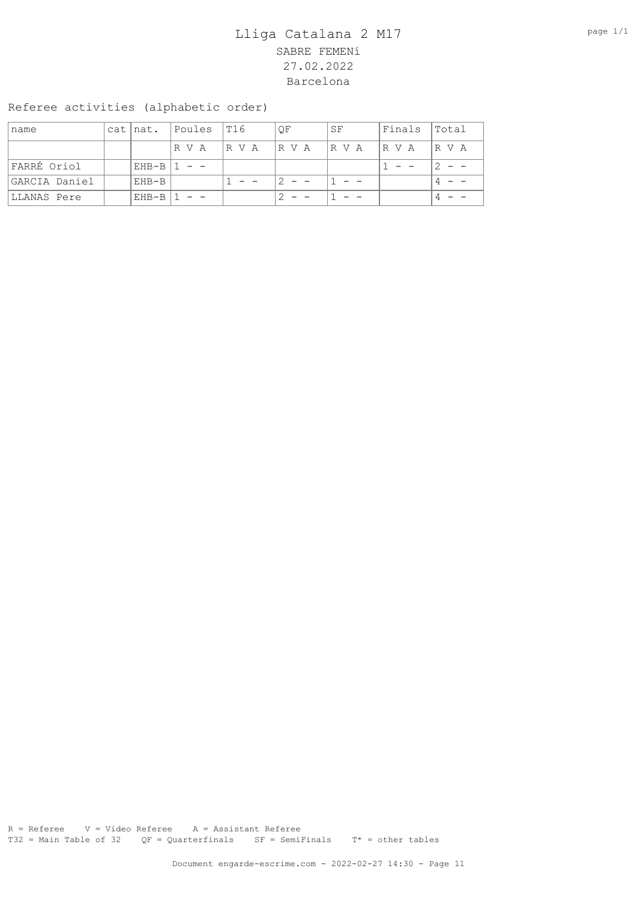# Lliga Catalana 2 M17

SABRE FEMENí

27.02.2022

Barcelona

Referee activities (alphabetic order)

| name | cat | nat. | Poules | T16 | QF | SF | Finals | Total |
|---|---|---|---|---|---|---|---|---|
| | | | R V A | R V A | R V A | R V A | R V A | R V A |
| FARRÉ Oriol | | EHB-B | 1 - - | | | | 1 - - | 2 - - |
| GARCIA Daniel | | EHB-B | | 1 - - | 2 - - | 1 - - | | 4 - - |
| LLANAS Pere | | EHB-B | 1 - - | | 2 - - | 1 - - | | 4 - - |

R = Referee V = Video Referee A = Assistant Referee
T32 = Main Table of 32 QF = Quarterfinals SF = SemiFinals T* = other tables